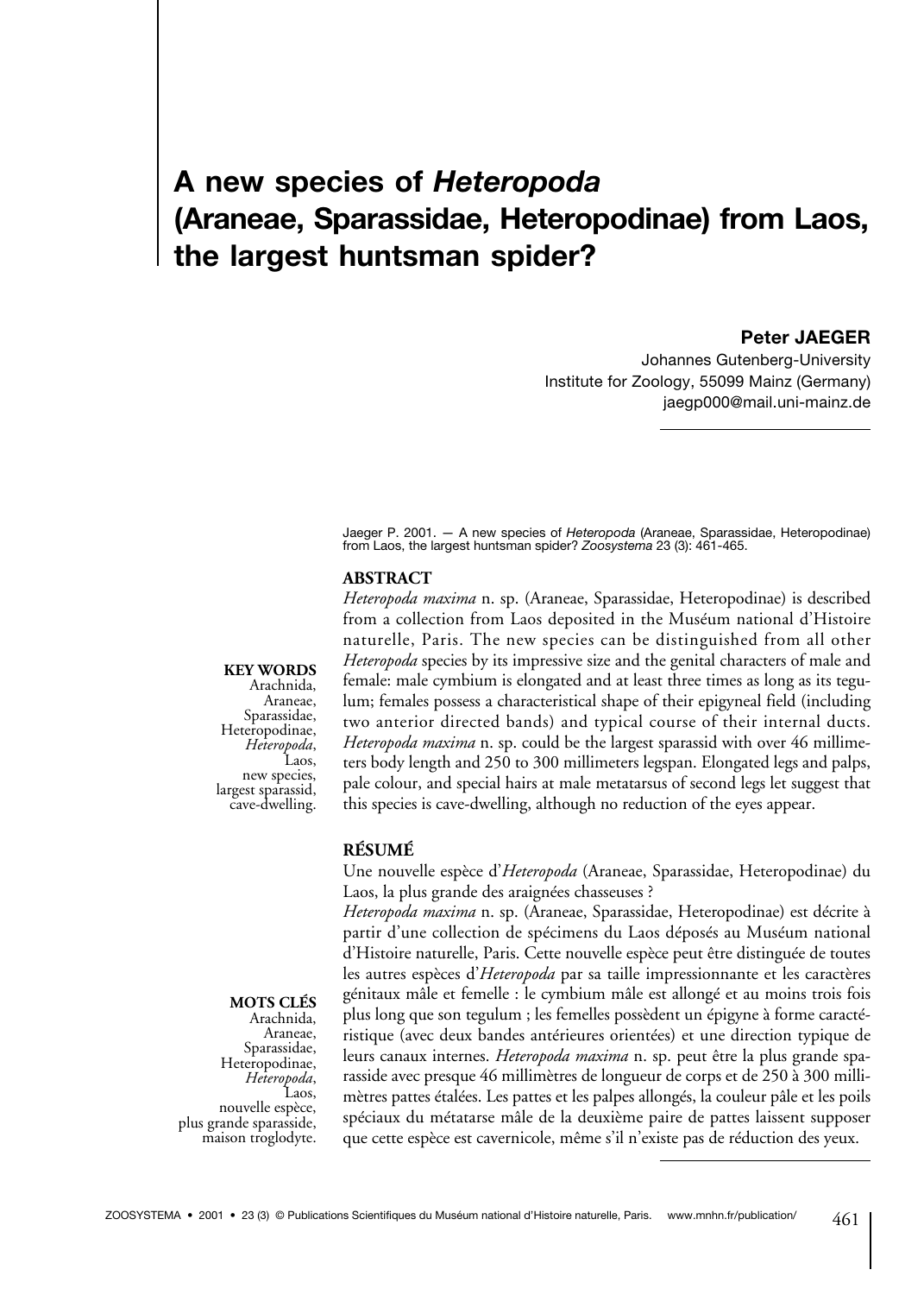# A new species of *Heteropoda* (Araneae, Sparassidae, Heteropodinae) from Laos, the largest huntsman spider?

**Peter JAEGER**

Johannes Gutenberg-University
Institute for Zoology, 55099 Mainz (Germany)
jaegp000@mail.uni-mainz.de

Jaeger P. 2001. — A new species of *Heteropoda* (Araneae, Sparassidae, Heteropodinae) from Laos, the largest huntsman spider? *Zoosystema* 23 (3): 461-465.

## ABSTRACT

*Heteropoda maxima* n. sp. (Araneae, Sparassidae, Heteropodinae) is described from a collection from Laos deposited in the Muséum national d'Histoire naturelle, Paris. The new species can be distinguished from all other *Heteropoda* species by its impressive size and the genital characters of male and female: male cymbium is elongated and at least three times as long as its tegulum; females possess a characteristical shape of their epigyneal field (including two anterior directed bands) and typical course of their internal ducts. *Heteropoda maxima* n. sp. could be the largest sparassid with over 46 millimeters body length and 250 to 300 millimeters legspan. Elongated legs and palps, pale colour, and special hairs at male metatarsus of second legs let suggest that this species is cave-dwelling, although no reduction of the eyes appear.

**KEY WORDS**
Arachnida, Araneae, Sparassidae, Heteropodinae, *Heteropoda*, Laos, new species, largest sparassid, cave-dwelling.

## RÉSUMÉ

Une nouvelle espèce d'*Heteropoda* (Araneae, Sparassidae, Heteropodinae) du Laos, la plus grande des araignées chasseuses ?

*Heteropoda maxima* n. sp. (Araneae, Sparassidae, Heteropodinae) est décrite à partir d'une collection de spécimens du Laos déposés au Muséum national d'Histoire naturelle, Paris. Cette nouvelle espèce peut être distinguée de toutes les autres espèces d'*Heteropoda* par sa taille impressionnante et les caractères génitaux mâle et femelle : le cymbium mâle est allongé et au moins trois fois plus long que son tegulum ; les femelles possèdent un épigyne à forme caractéristique (avec deux bandes antérieures orientées) et une direction typique de leurs canaux internes. *Heteropoda maxima* n. sp. peut être la plus grande sparasside avec presque 46 millimètres de longueur de corps et de 250 à 300 millimètres pattes étalées. Les pattes et les palpes allongés, la couleur pâle et les poils spéciaux du métatarse mâle de la deuxième paire de pattes laissent supposer que cette espèce est cavernicole, même s'il n'existe pas de réduction des yeux.

**MOTS CLÉS**
Arachnida, Araneae, Sparassidae, Heteropodinae, *Heteropoda*, Laos, nouvelle espèce, plus grande sparasside, maison troglodyte.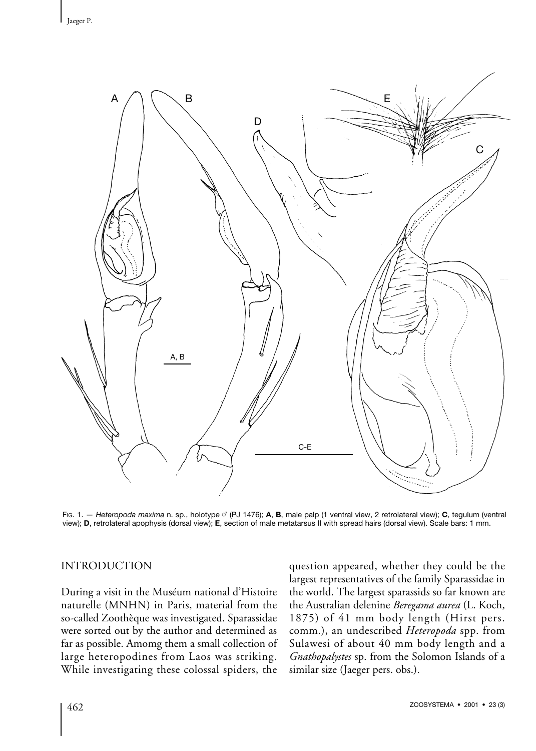FIG. 1. — *Heteropoda maxima* n. sp., holotype ♂ (PJ 1476); **A**, **B**, male palp (1 ventral view, 2 retrolateral view); **C**, tegulum (ventral view); **D**, retrolateral apophysis (dorsal view); **E**, section of male metatarsus II with spread hairs (dorsal view). Scale bars: 1 mm.

## INTRODUCTION

During a visit in the Muséum national d'Histoire naturelle (MNHN) in Paris, material from the so-called Zoothèque was investigated. Sparassidae were sorted out by the author and determined as far as possible. Amomg them a small collection of large heteropodines from Laos was striking. While investigating these colossal spiders, the question appeared, whether they could be the largest representatives of the family Sparassidae in the world. The largest sparassids so far known are the Australian delenine *Beregama aurea* (L. Koch, 1875) of 41 mm body length (Hirst pers. comm.), an undescribed *Heteropoda* spp. from Sulawesi of about 40 mm body length and a *Gnathopalystes* sp. from the Solomon Islands of a similar size (Jaeger pers. obs.).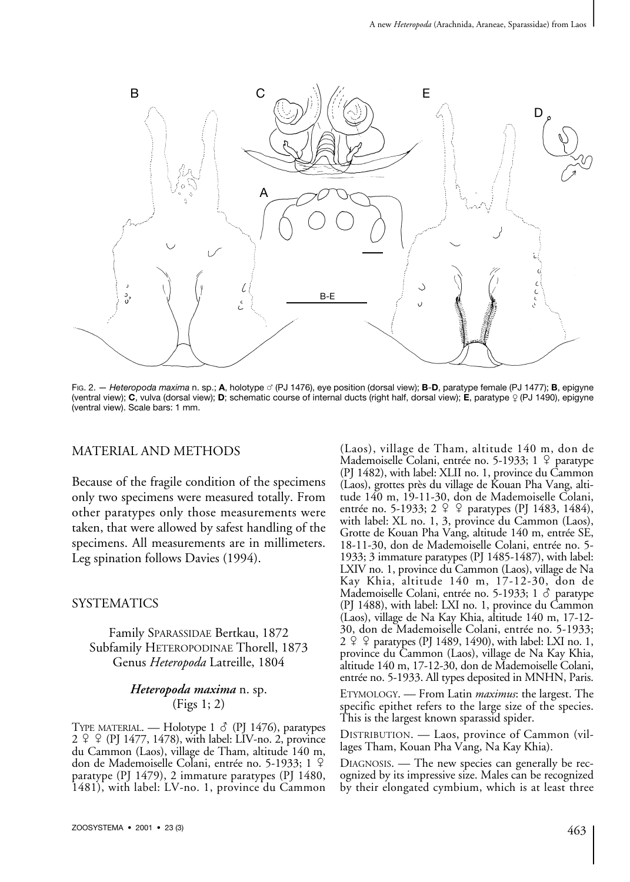FIG. 2. — *Heteropoda maxima* n. sp.; **A**, holotype ♂ (PJ 1476), eye position (dorsal view); **B**-**D**, paratype female (PJ 1477); **B**, epigyne (ventral view); **C**, vulva (dorsal view); **D**; schematic course of internal ducts (right half, dorsal view); **E**, paratype ♀ (PJ 1490), epigyne (ventral view). Scale bars: 1 mm.

## MATERIAL AND METHODS

Because of the fragile condition of the specimens only two specimens were measured totally. From other paratypes only those measurements were taken, that were allowed by safest handling of the specimens. All measurements are in millimeters. Leg spination follows Davies (1994).

## SYSTEMATICS

Family SPARASSIDAE Bertkau, 1872
Subfamily HETEROPODINAE Thorell, 1873
Genus *Heteropoda* Latreille, 1804

### *Heteropoda maxima* n. sp.
(Figs 1; 2)

TYPE MATERIAL. — Holotype 1 ♂ (PJ 1476), paratypes 2 ♀ ♀ (PJ 1477, 1478), with label: LIV-no. 2, province du Cammon (Laos), village de Tham, altitude 140 m, don de Mademoiselle Colani, entrée no. 5-1933; 1 ♀ paratype (PJ 1479), 2 immature paratypes (PJ 1480, 1481), with label: LV-no. 1, province du Cammon (Laos), village de Tham, altitude 140 m, don de Mademoiselle Colani, entrée no. 5-1933; 1 ♀ paratype (PJ 1482), with label: XLII no. 1, province du Cammon (Laos), grottes près du village de Kouan Pha Vang, altitude 140 m, 19-11-30, don de Mademoiselle Colani, entrée no. 5-1933; 2 ♀ ♀ paratypes (PJ 1483, 1484), with label: XL no. 1, 3, province du Cammon (Laos), Grotte de Kouan Pha Vang, altitude 140 m, entrée SE, 18-11-30, don de Mademoiselle Colani, entrée no. 5-1933; 3 immature paratypes (PJ 1485-1487), with label: LXIV no. 1, province du Cammon (Laos), village de Na Kay Khia, altitude 140 m, 17-12-30, don de Mademoiselle Colani, entrée no. 5-1933; 1 ♂ paratype (PJ 1488), with label: LXI no. 1, province du Cammon (Laos), village de Na Kay Khia, altitude 140 m, 17-12-30, don de Mademoiselle Colani, entrée no. 5-1933; 2 ♀ ♀ paratypes (PJ 1489, 1490), with label: LXI no. 1, province du Cammon (Laos), village de Na Kay Khia, altitude 140 m, 17-12-30, don de Mademoiselle Colani, entrée no. 5-1933. All types deposited in MNHN, Paris.

ETYMOLOGY. — From Latin *maximus*: the largest. The specific epithet refers to the large size of the species. This is the largest known sparassid spider.

DISTRIBUTION. — Laos, province of Cammon (villages Tham, Kouan Pha Vang, Na Kay Khia).

DIAGNOSIS. — The new species can generally be recognized by its impressive size. Males can be recognized by their elongated cymbium, which is at least three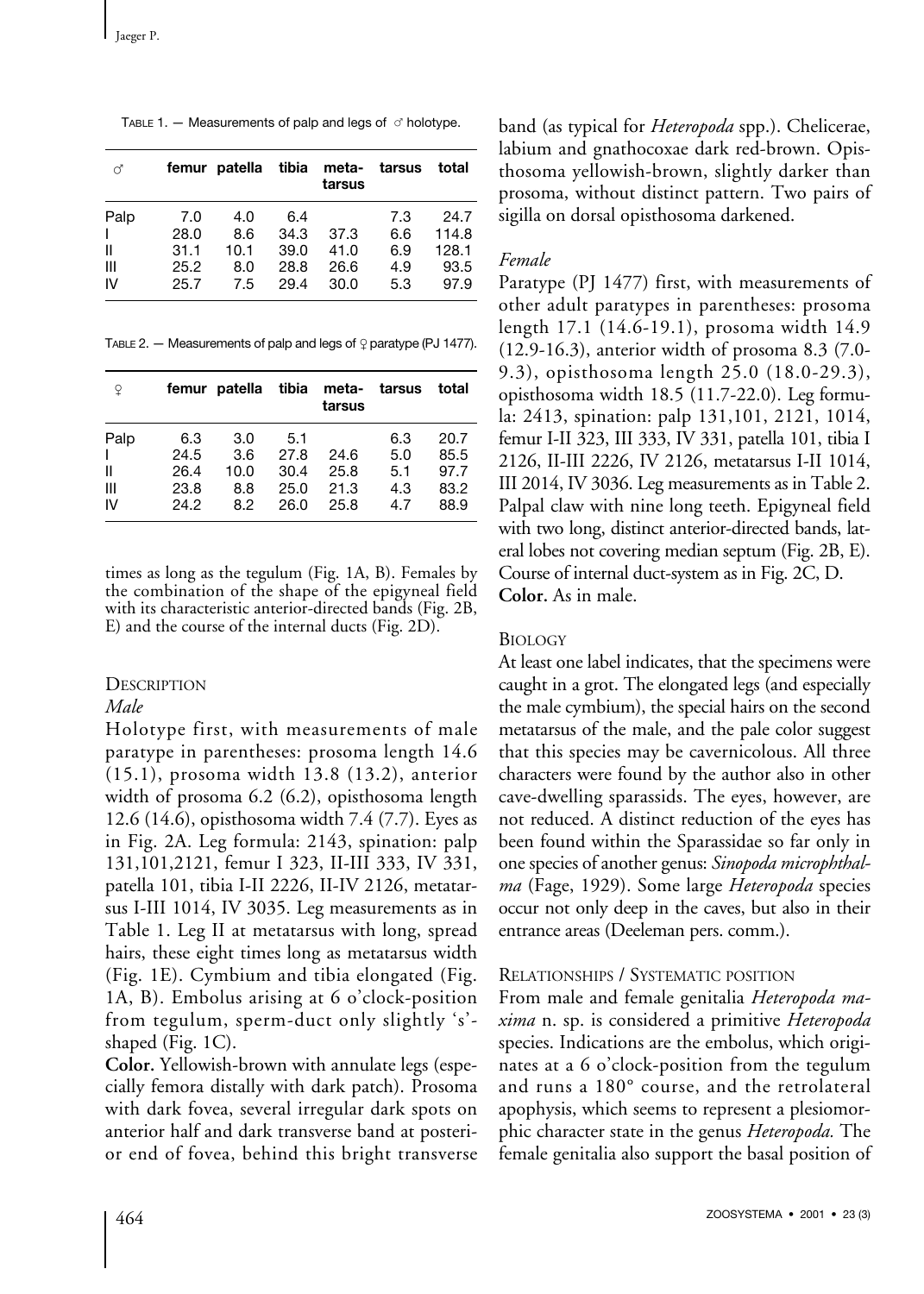TABLE 1. — Measurements of palp and legs of ♂ holotype.

| ♂ | femur | patella | tibia | meta-tarsus | tarsus | total |
|---|---|---|---|---|---|---|
| Palp | 7.0 | 4.0 | 6.4 | | 7.3 | 24.7 |
| I | 28.0 | 8.6 | 34.3 | 37.3 | 6.6 | 114.8 |
| II | 31.1 | 10.1 | 39.0 | 41.0 | 6.9 | 128.1 |
| III | 25.2 | 8.0 | 28.8 | 26.6 | 4.9 | 93.5 |
| IV | 25.7 | 7.5 | 29.4 | 30.0 | 5.3 | 97.9 |

TABLE 2. — Measurements of palp and legs of ♀ paratype (PJ 1477).

| ♀ | femur | patella | tibia | meta-tarsus | tarsus | total |
|---|---|---|---|---|---|---|
| Palp | 6.3 | 3.0 | 5.1 | | 6.3 | 20.7 |
| I | 24.5 | 3.6 | 27.8 | 24.6 | 5.0 | 85.5 |
| II | 26.4 | 10.0 | 30.4 | 25.8 | 5.1 | 97.7 |
| III | 23.8 | 8.8 | 25.0 | 21.3 | 4.3 | 83.2 |
| IV | 24.2 | 8.2 | 26.0 | 25.8 | 4.7 | 88.9 |

times as long as the tegulum (Fig. 1A, B). Females by the combination of the shape of the epigyneal field with its characteristic anterior-directed bands (Fig. 2B, E) and the course of the internal ducts (Fig. 2D).

### DESCRIPTION

*Male*

Holotype first, with measurements of male paratype in parentheses: prosoma length 14.6 (15.1), prosoma width 13.8 (13.2), anterior width of prosoma 6.2 (6.2), opisthosoma length 12.6 (14.6), opisthosoma width 7.4 (7.7). Eyes as in Fig. 2A. Leg formula: 2143, spination: palp 131,101,2121, femur I 323, II-III 333, IV 331, patella 101, tibia I-II 2226, II-IV 2126, metatarsus I-III 1014, IV 3035. Leg measurements as in Table 1. Leg II at metatarsus with long, spread hairs, these eight times long as metatarsus width (Fig. 1E). Cymbium and tibia elongated (Fig. 1A, B). Embolus arising at 6 o'clock-position from tegulum, sperm-duct only slightly 's'-shaped (Fig. 1C).

**Color.** Yellowish-brown with annulate legs (especially femora distally with dark patch). Prosoma with dark fovea, several irregular dark spots on anterior half and dark transverse band at posterior end of fovea, behind this bright transverse band (as typical for *Heteropoda* spp.). Chelicerae, labium and gnathocoxae dark red-brown. Opisthosoma yellowish-brown, slightly darker than prosoma, without distinct pattern. Two pairs of sigilla on dorsal opisthosoma darkened.

*Female*

Paratype (PJ 1477) first, with measurements of other adult paratypes in parentheses: prosoma length 17.1 (14.6-19.1), prosoma width 14.9 (12.9-16.3), anterior width of prosoma 8.3 (7.0-9.3), opisthosoma length 25.0 (18.0-29.3), opisthosoma width 18.5 (11.7-22.0). Leg formula: 2413, spination: palp 131,101, 2121, 1014, femur I-II 323, III 333, IV 331, patella 101, tibia I 2126, II-III 2226, IV 2126, metatarsus I-II 1014, III 2014, IV 3036. Leg measurements as in Table 2. Palpal claw with nine long teeth. Epigyneal field with two long, distinct anterior-directed bands, lateral lobes not covering median septum (Fig. 2B, E). Course of internal duct-system as in Fig. 2C, D.

**Color.** As in male.

### BIOLOGY

At least one label indicates, that the specimens were caught in a grot. The elongated legs (and especially the male cymbium), the special hairs on the second metatarsus of the male, and the pale color suggest that this species may be cavernicolous. All three characters were found by the author also in other cave-dwelling sparassids. The eyes, however, are not reduced. A distinct reduction of the eyes has been found within the Sparassidae so far only in one species of another genus: *Sinopoda microphthalma* (Fage, 1929). Some large *Heteropoda* species occur not only deep in the caves, but also in their entrance areas (Deeleman pers. comm.).

### RELATIONSHIPS / SYSTEMATIC POSITION

From male and female genitalia *Heteropoda maxima* n. sp. is considered a primitive *Heteropoda* species. Indications are the embolus, which originates at a 6 o'clock-position from the tegulum and runs a 180° course, and the retrolateral apophysis, which seems to represent a plesiomorphic character state in the genus *Heteropoda.* The female genitalia also support the basal position of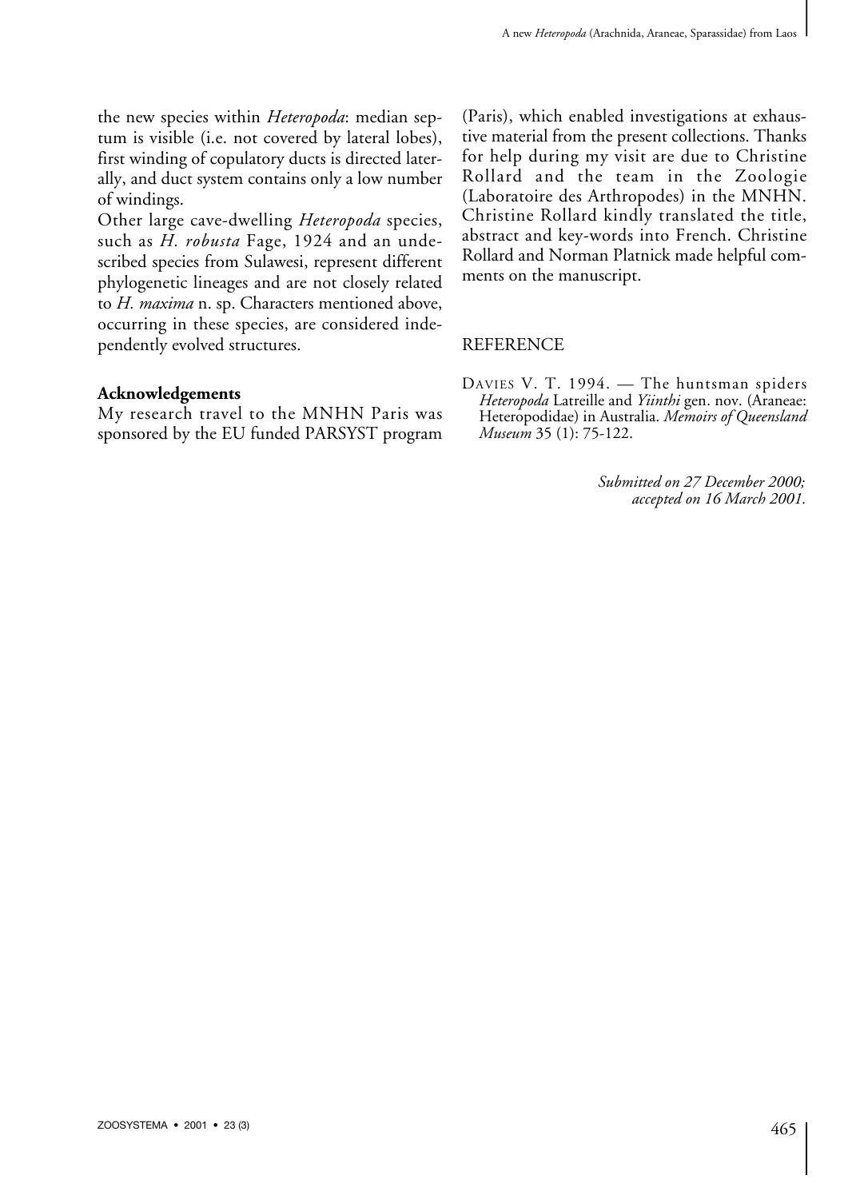the new species within *Heteropoda*: median septum is visible (i.e. not covered by lateral lobes), first winding of copulatory ducts is directed laterally, and duct system contains only a low number of windings.

Other large cave-dwelling *Heteropoda* species, such as *H. robusta* Fage, 1924 and an undescribed species from Sulawesi, represent different phylogenetic lineages and are not closely related to *H. maxima* n. sp. Characters mentioned above, occurring in these species, are considered independently evolved structures.

### Acknowledgements

My research travel to the MNHN Paris was sponsored by the EU funded PARSYST program (Paris), which enabled investigations at exhaustive material from the present collections. Thanks for help during my visit are due to Christine Rollard and the team in the Zoologie (Laboratoire des Arthropodes) in the MNHN. Christine Rollard kindly translated the title, abstract and key-words into French. Christine Rollard and Norman Platnick made helpful comments on the manuscript.

## REFERENCE

DAVIES V. T. 1994. — The huntsman spiders *Heteropoda* Latreille and *Yiinthi* gen. nov. (Araneae: Heteropodidae) in Australia. *Memoirs of Queensland Museum* 35 (1): 75-122.

*Submitted on 27 December 2000; accepted on 16 March 2001.*